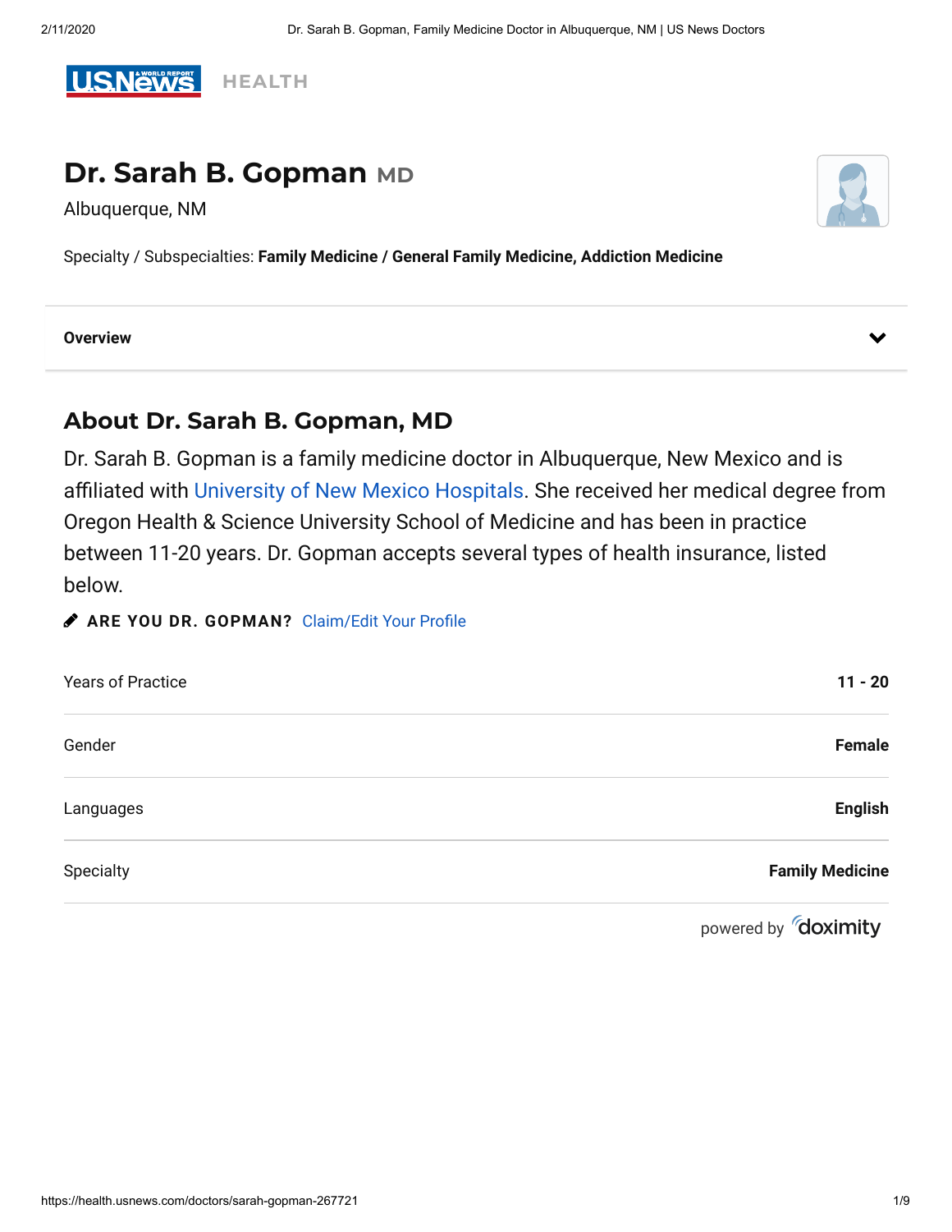U.S.News & WORLD REPORT HEALTH

# Dr. Sarah B. Gopman MD

Albuquerque, NM

Specialty / Subspecialties: **Family Medicine / General Family Medicine, Addiction Medicine**

**Overview**

## About Dr. Sarah B. Gopman, MD

Dr. Sarah B. Gopman is a family medicine doctor in Albuquerque, New Mexico and is affiliated with University of New Mexico Hospitals. She received her medical degree from Oregon Health & Science University School of Medicine and has been in practice between 11-20 years. Dr. Gopman accepts several types of health insurance, listed below.

**ARE YOU DR. GOPMAN?** Claim/Edit Your Profile

| | |
|---|---|
| Years of Practice | **11 - 20** |
| Gender | **Female** |
| Languages | **English** |
| Specialty | **Family Medicine** |

powered by doximity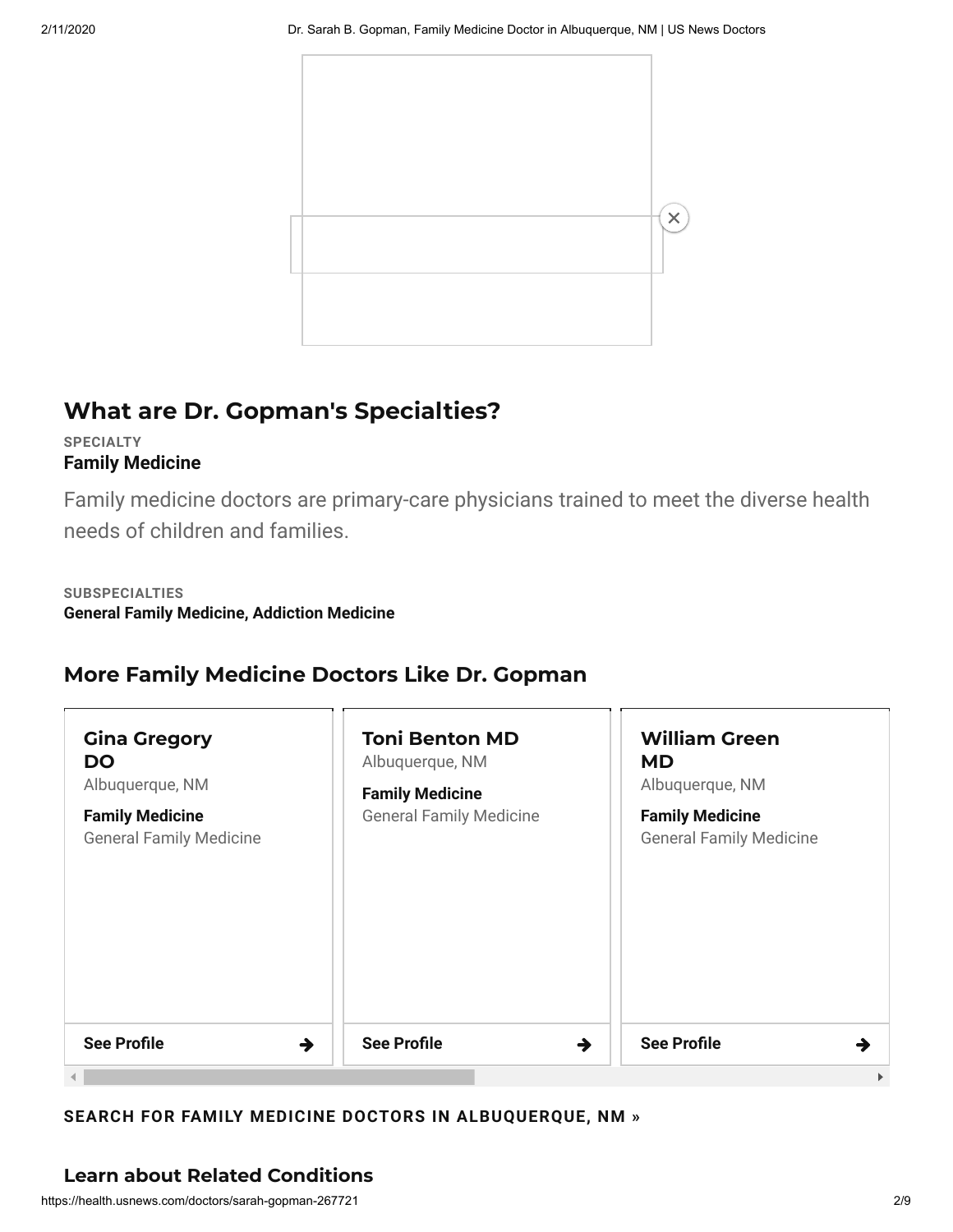## What are Dr. Gopman's Specialties?

**SPECIALTY**

**Family Medicine**

Family medicine doctors are primary-care physicians trained to meet the diverse health needs of children and families.

**SUBSPECIALTIES**

**General Family Medicine, Addiction Medicine**

## More Family Medicine Doctors Like Dr. Gopman

### Gina Gregory DO

Albuquerque, NM

**Family Medicine**

General Family Medicine

**See Profile**

### Toni Benton MD

Albuquerque, NM

**Family Medicine**

General Family Medicine

**See Profile**

### William Green MD

Albuquerque, NM

**Family Medicine**

General Family Medicine

**See Profile**

**SEARCH FOR FAMILY MEDICINE DOCTORS IN ALBUQUERQUE, NM »**

## Learn about Related Conditions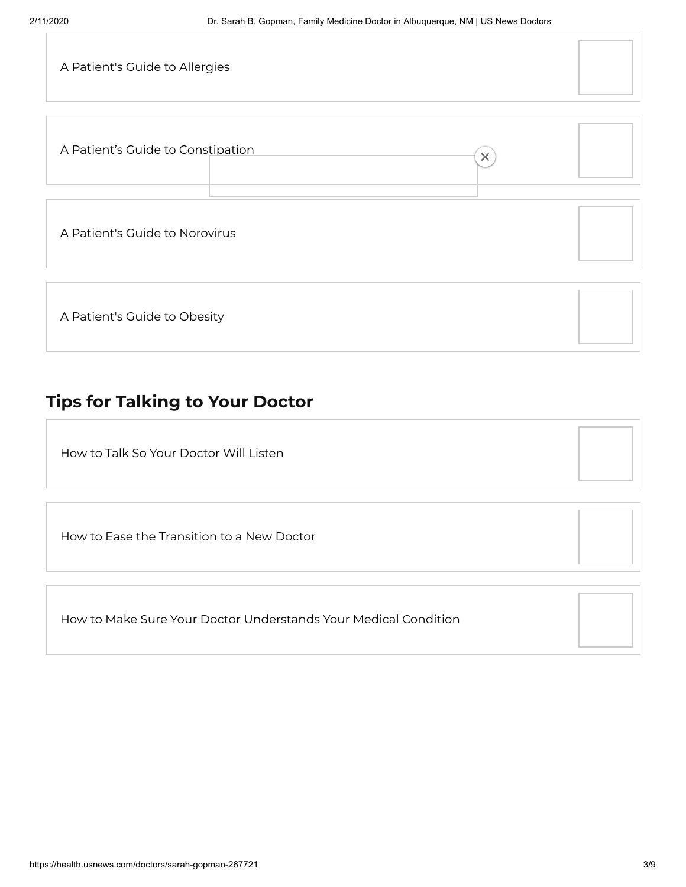A Patient's Guide to Allergies

A Patient's Guide to Constipation

A Patient's Guide to Norovirus

A Patient's Guide to Obesity

## Tips for Talking to Your Doctor

How to Talk So Your Doctor Will Listen

How to Ease the Transition to a New Doctor

How to Make Sure Your Doctor Understands Your Medical Condition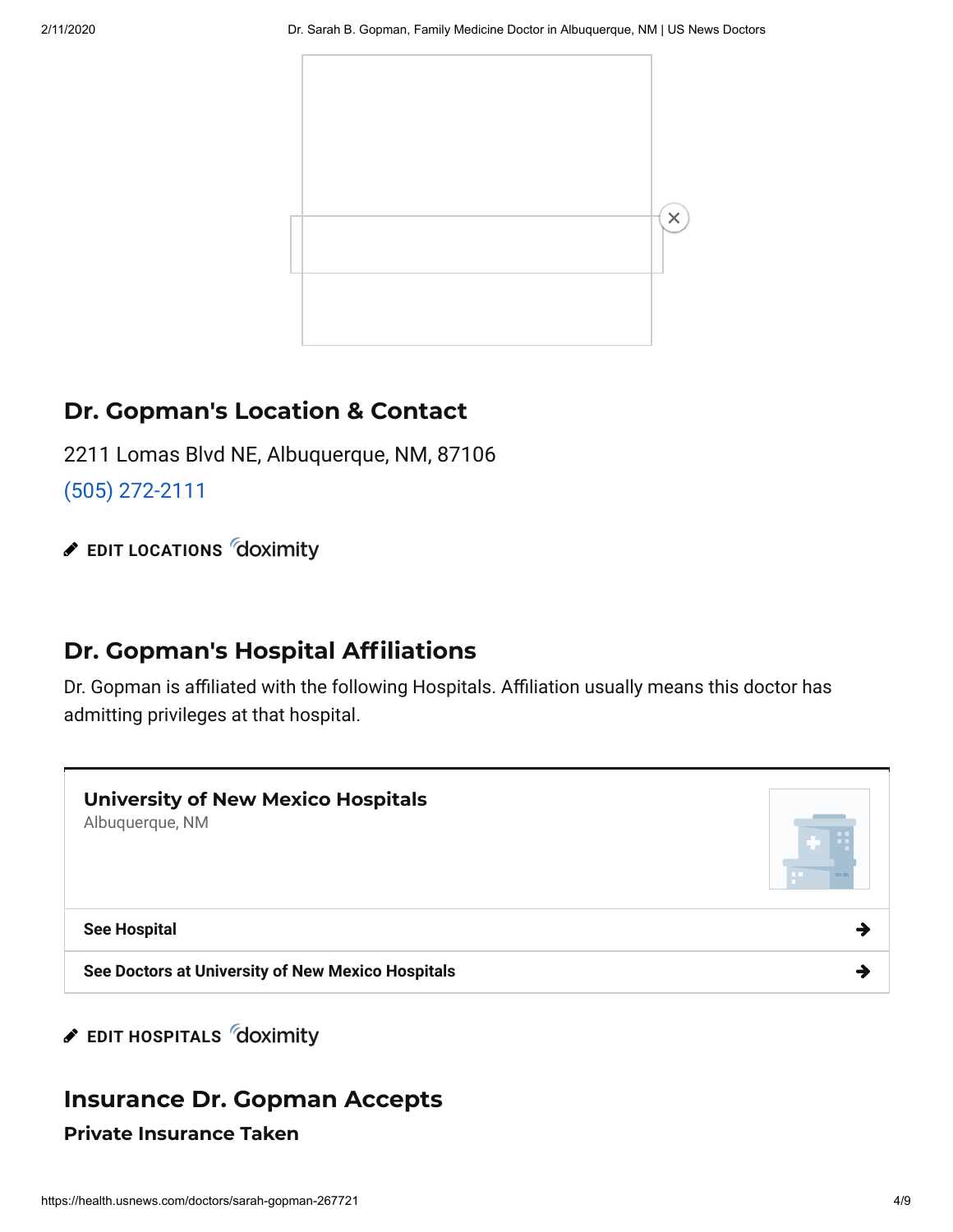## Dr. Gopman's Location & Contact

2211 Lomas Blvd NE, Albuquerque, NM, 87106

(505) 272-2111

EDIT LOCATIONS doximity

## Dr. Gopman's Hospital Affiliations

Dr. Gopman is affiliated with the following Hospitals. Affiliation usually means this doctor has admitting privileges at that hospital.

### University of New Mexico Hospitals

Albuquerque, NM

See Hospital

See Doctors at University of New Mexico Hospitals

EDIT HOSPITALS doximity

## Insurance Dr. Gopman Accepts

### Private Insurance Taken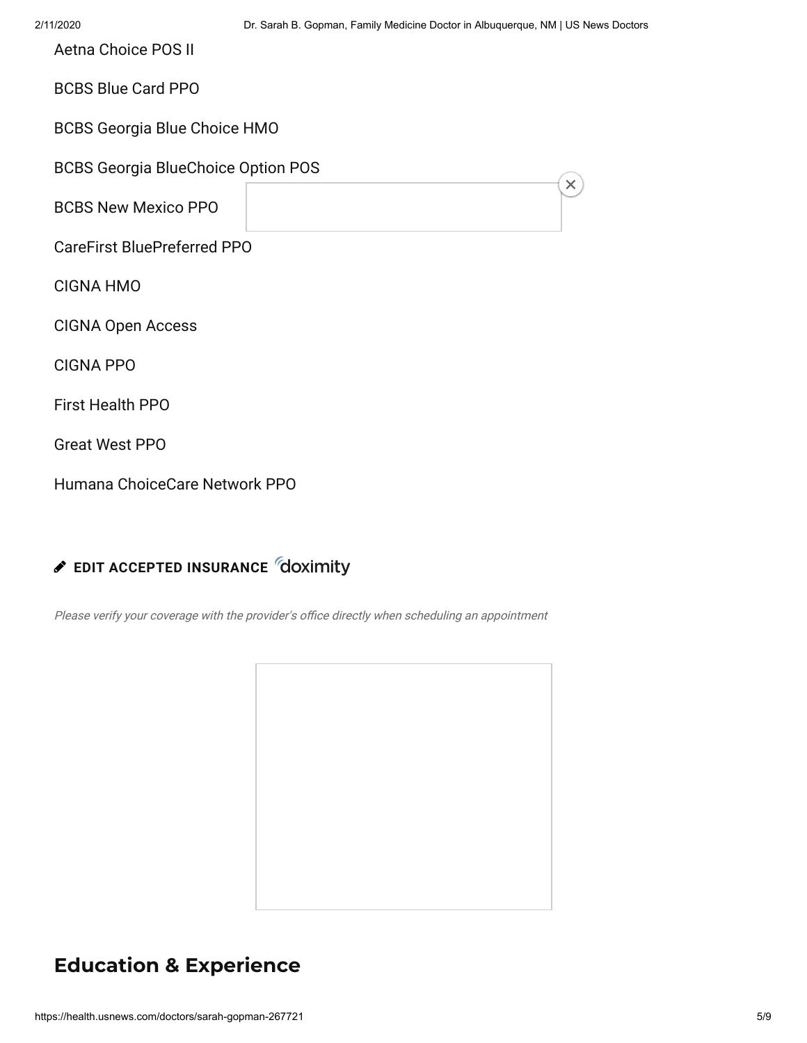Aetna Choice POS II

BCBS Blue Card PPO

BCBS Georgia Blue Choice HMO

BCBS Georgia BlueChoice Option POS

BCBS New Mexico PPO

CareFirst BluePreferred PPO

CIGNA HMO

CIGNA Open Access

CIGNA PPO

First Health PPO

Great West PPO

Humana ChoiceCare Network PPO

**EDIT ACCEPTED INSURANCE** doximity

*Please verify your coverage with the provider's office directly when scheduling an appointment*

## Education & Experience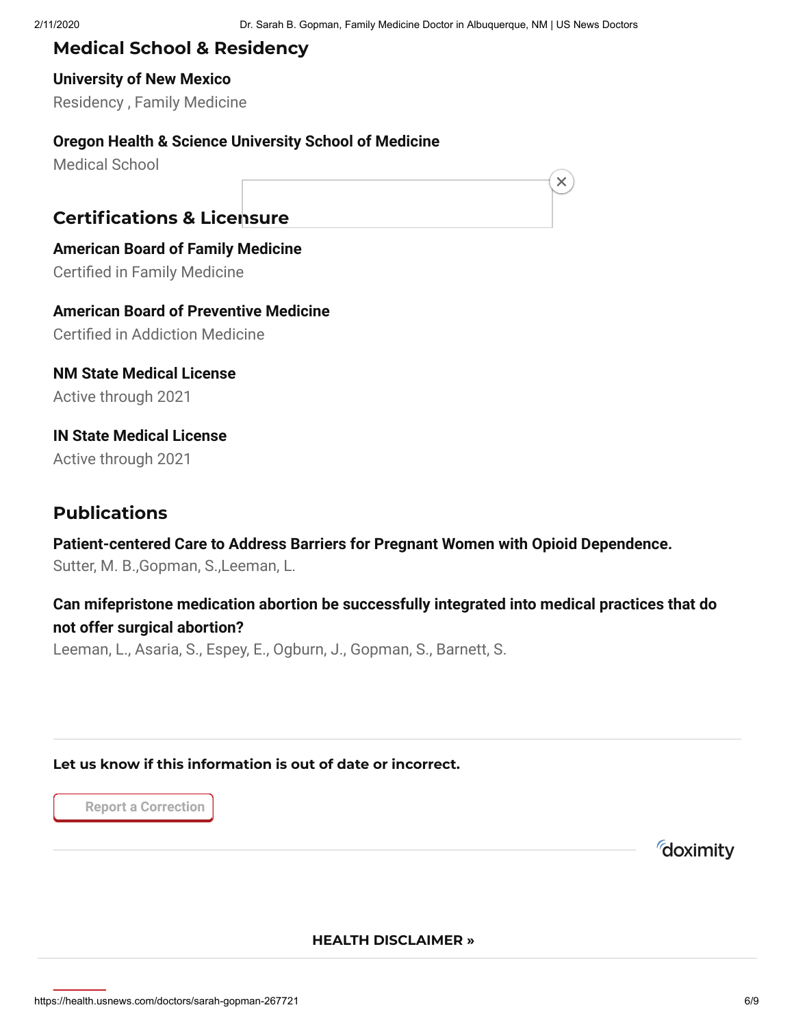## Medical School & Residency

**University of New Mexico**
Residency , Family Medicine

**Oregon Health & Science University School of Medicine**
Medical School

## Certifications & Licensure

**American Board of Family Medicine**
Certified in Family Medicine

**American Board of Preventive Medicine**
Certified in Addiction Medicine

**NM State Medical License**
Active through 2021

**IN State Medical License**
Active through 2021

## Publications

**Patient-centered Care to Address Barriers for Pregnant Women with Opioid Dependence.**
Sutter, M. B.,Gopman, S.,Leeman, L.

**Can mifepristone medication abortion be successfully integrated into medical practices that do not offer surgical abortion?**
Leeman, L., Asaria, S., Espey, E., Ogburn, J., Gopman, S., Barnett, S.

**Let us know if this information is out of date or incorrect.**

Report a Correction

doximity

**HEALTH DISCLAIMER »**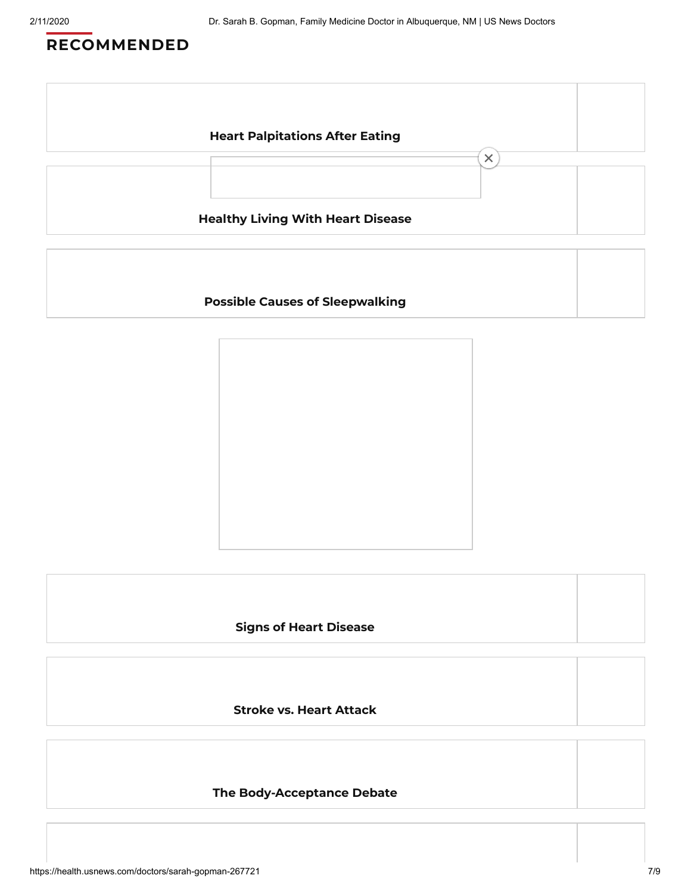## RECOMMENDED

**Heart Palpitations After Eating**

**Healthy Living With Heart Disease**

**Possible Causes of Sleepwalking**

**Signs of Heart Disease**

**Stroke vs. Heart Attack**

**The Body-Acceptance Debate**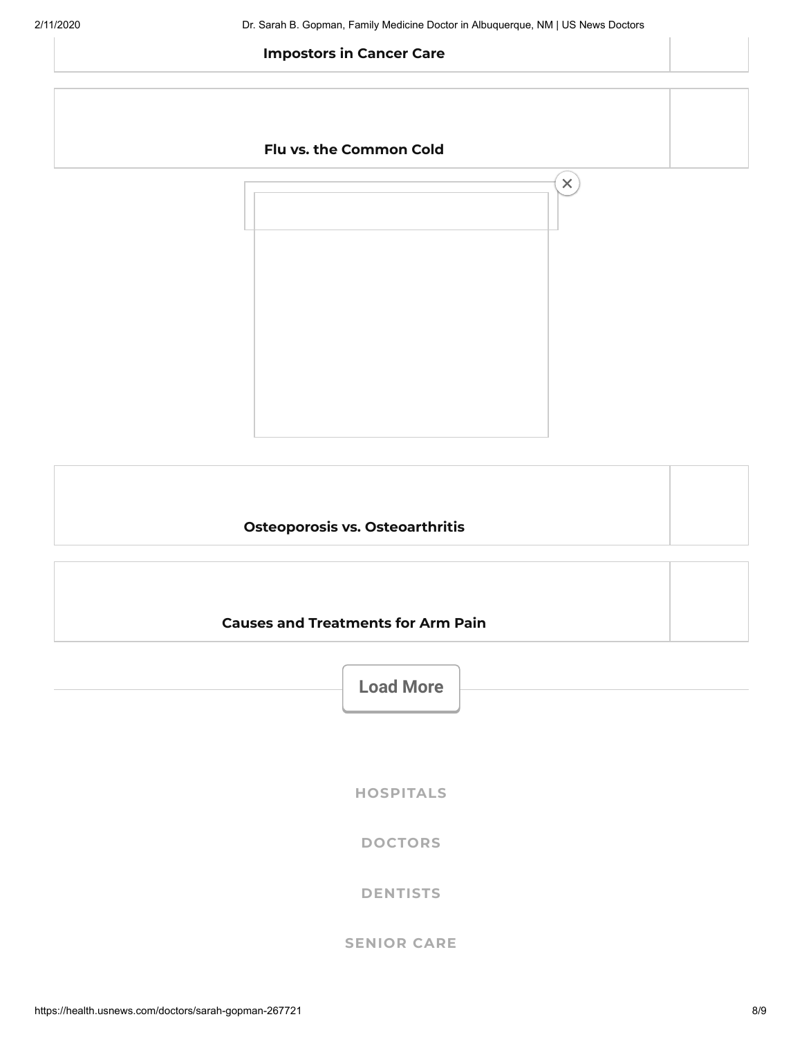**Impostors in Cancer Care**

**Flu vs. the Common Cold**

**Osteoporosis vs. Osteoarthritis**

**Causes and Treatments for Arm Pain**

Load More

HOSPITALS

DOCTORS

DENTISTS

SENIOR CARE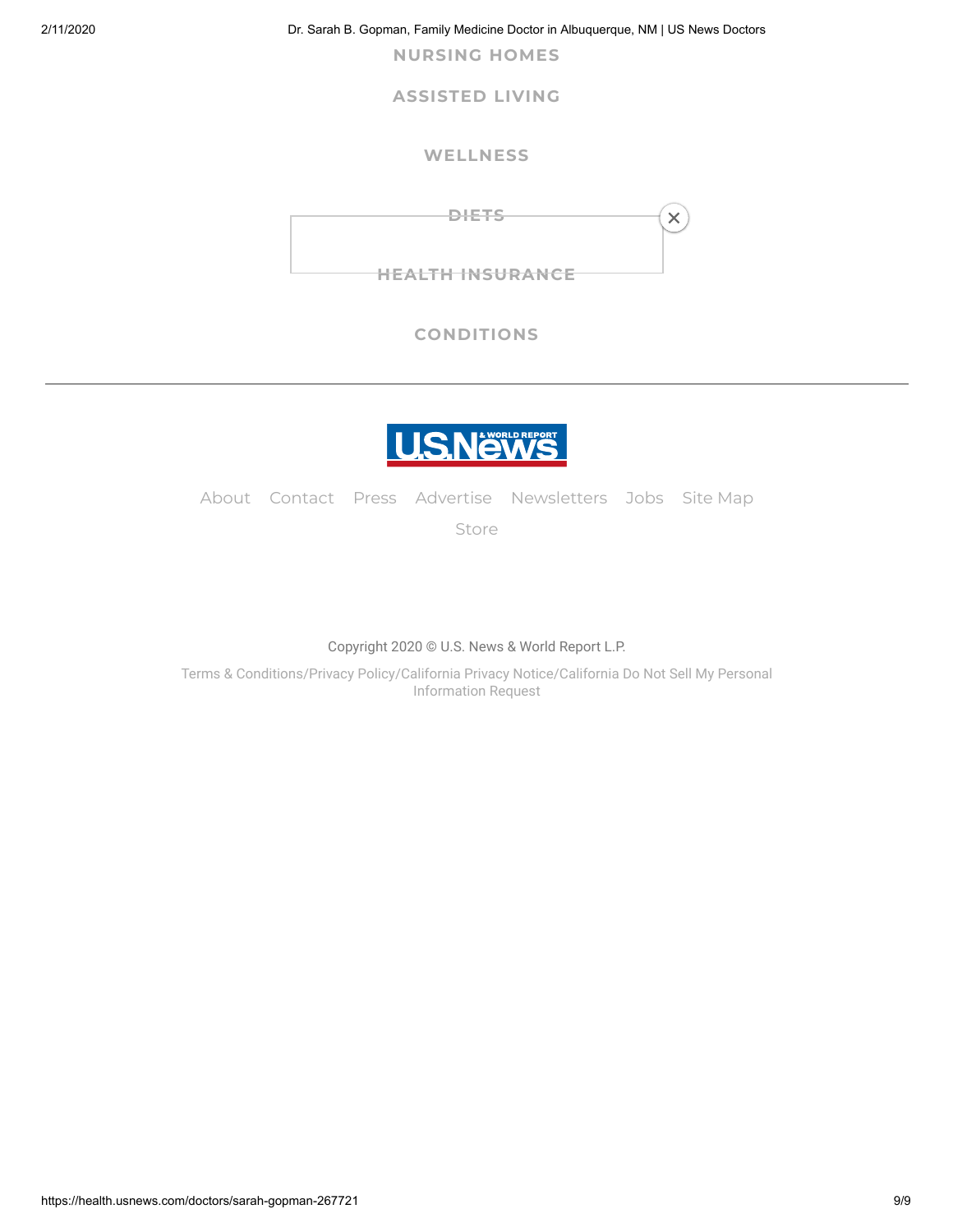NURSING HOMES

ASSISTED LIVING

WELLNESS

DIETS

HEALTH INSURANCE

CONDITIONS

---

U.S.News & WORLD REPORT

About Contact Press Advertise Newsletters Jobs Site Map

Store

Copyright 2020 © U.S. News & World Report L.P.

Terms & Conditions/Privacy Policy/California Privacy Notice/California Do Not Sell My Personal Information Request